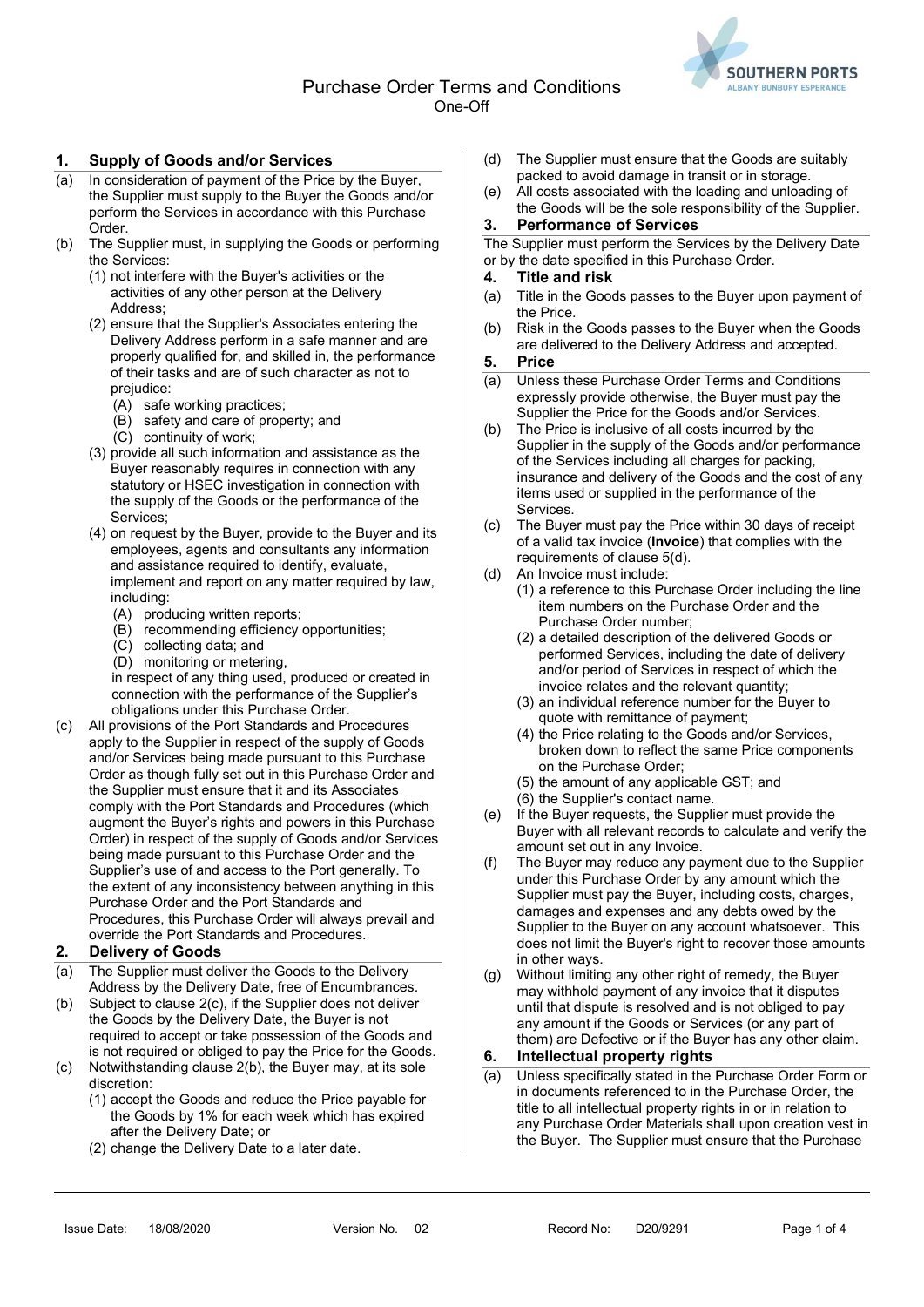# Purchase Order Terms and Conditions

One-Off

## 1. Supply of Goods and/or Services

(a) In consideration of payment of the Price by the Buyer, the Supplier must supply to the Buyer the Goods and/or perform the Services in accordance with this Purchase Order.

(b) The Supplier must, in supplying the Goods or performing the Services:

- (1) not interfere with the Buyer's activities or the activities of any other person at the Delivery Address;
- (2) ensure that the Supplier's Associates entering the Delivery Address perform in a safe manner and are properly qualified for, and skilled in, the performance of their tasks and are of such character as not to prejudice:
  - (A) safe working practices;
  - (B) safety and care of property; and
  - (C) continuity of work;
- (3) provide all such information and assistance as the Buyer reasonably requires in connection with any statutory or HSEC investigation in connection with the supply of the Goods or the performance of the Services;
- (4) on request by the Buyer, provide to the Buyer and its employees, agents and consultants any information and assistance required to identify, evaluate, implement and report on any matter required by law, including:
  - (A) producing written reports;
  - (B) recommending efficiency opportunities;
  - (C) collecting data; and
  - (D) monitoring or metering,

  in respect of any thing used, produced or created in connection with the performance of the Supplier's obligations under this Purchase Order.

(c) All provisions of the Port Standards and Procedures apply to the Supplier in respect of the supply of Goods and/or Services being made pursuant to this Purchase Order as though fully set out in this Purchase Order and the Supplier must ensure that it and its Associates comply with the Port Standards and Procedures (which augment the Buyer's rights and powers in this Purchase Order) in respect of the supply of Goods and/or Services being made pursuant to this Purchase Order and the Supplier's use of and access to the Port generally. To the extent of any inconsistency between anything in this Purchase Order and the Port Standards and Procedures, this Purchase Order will always prevail and override the Port Standards and Procedures.

## 2. Delivery of Goods

(a) The Supplier must deliver the Goods to the Delivery Address by the Delivery Date, free of Encumbrances.

(b) Subject to clause 2(c), if the Supplier does not deliver the Goods by the Delivery Date, the Buyer is not required to accept or take possession of the Goods and is not required or obliged to pay the Price for the Goods.

(c) Notwithstanding clause 2(b), the Buyer may, at its sole discretion:

- (1) accept the Goods and reduce the Price payable for the Goods by 1% for each week which has expired after the Delivery Date; or
- (2) change the Delivery Date to a later date.

(d) The Supplier must ensure that the Goods are suitably packed to avoid damage in transit or in storage.

(e) All costs associated with the loading and unloading of the Goods will be the sole responsibility of the Supplier.

## 3. Performance of Services

The Supplier must perform the Services by the Delivery Date or by the date specified in this Purchase Order.

## 4. Title and risk

(a) Title in the Goods passes to the Buyer upon payment of the Price.

(b) Risk in the Goods passes to the Buyer when the Goods are delivered to the Delivery Address and accepted.

## 5. Price

(a) Unless these Purchase Order Terms and Conditions expressly provide otherwise, the Buyer must pay the Supplier the Price for the Goods and/or Services.

(b) The Price is inclusive of all costs incurred by the Supplier in the supply of the Goods and/or performance of the Services including all charges for packing, insurance and delivery of the Goods and the cost of any items used or supplied in the performance of the Services.

(c) The Buyer must pay the Price within 30 days of receipt of a valid tax invoice (**Invoice**) that complies with the requirements of clause 5(d).

(d) An Invoice must include:

- (1) a reference to this Purchase Order including the line item numbers on the Purchase Order and the Purchase Order number;
- (2) a detailed description of the delivered Goods or performed Services, including the date of delivery and/or period of Services in respect of which the invoice relates and the relevant quantity;
- (3) an individual reference number for the Buyer to quote with remittance of payment;
- (4) the Price relating to the Goods and/or Services, broken down to reflect the same Price components on the Purchase Order;
- (5) the amount of any applicable GST; and
- (6) the Supplier's contact name.

(e) If the Buyer requests, the Supplier must provide the Buyer with all relevant records to calculate and verify the amount set out in any Invoice.

(f) The Buyer may reduce any payment due to the Supplier under this Purchase Order by any amount which the Supplier must pay the Buyer, including costs, charges, damages and expenses and any debts owed by the Supplier to the Buyer on any account whatsoever. This does not limit the Buyer's right to recover those amounts in other ways.

(g) Without limiting any other right of remedy, the Buyer may withhold payment of any invoice that it disputes until that dispute is resolved and is not obliged to pay any amount if the Goods or Services (or any part of them) are Defective or if the Buyer has any other claim.

## 6. Intellectual property rights

(a) Unless specifically stated in the Purchase Order Form or in documents referenced to in the Purchase Order, the title to all intellectual property rights in or in relation to any Purchase Order Materials shall upon creation vest in the Buyer. The Supplier must ensure that the Purchase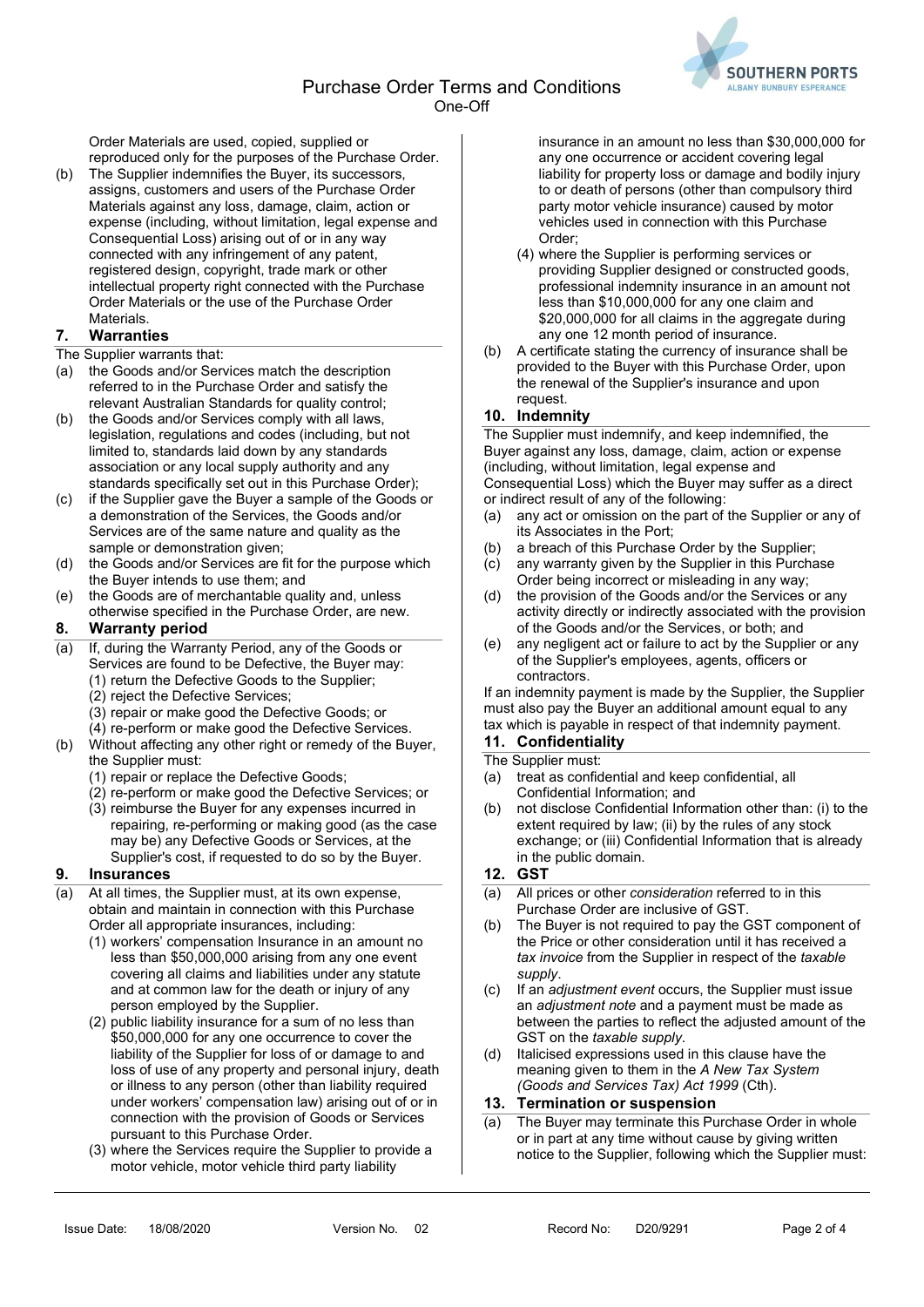Order Materials are used, copied, supplied or reproduced only for the purposes of the Purchase Order.

(b) The Supplier indemnifies the Buyer, its successors, assigns, customers and users of the Purchase Order Materials against any loss, damage, claim, action or expense (including, without limitation, legal expense and Consequential Loss) arising out of or in any way connected with any infringement of any patent, registered design, copyright, trade mark or other intellectual property right connected with the Purchase Order Materials or the use of the Purchase Order Materials.

## 7. Warranties

The Supplier warrants that:

(a) the Goods and/or Services match the description referred to in the Purchase Order and satisfy the relevant Australian Standards for quality control;

(b) the Goods and/or Services comply with all laws, legislation, regulations and codes (including, but not limited to, standards laid down by any standards association or any local supply authority and any standards specifically set out in this Purchase Order);

(c) if the Supplier gave the Buyer a sample of the Goods or a demonstration of the Services, the Goods and/or Services are of the same nature and quality as the sample or demonstration given;

(d) the Goods and/or Services are fit for the purpose which the Buyer intends to use them; and

(e) the Goods are of merchantable quality and, unless otherwise specified in the Purchase Order, are new.

## 8. Warranty period

(a) If, during the Warranty Period, any of the Goods or Services are found to be Defective, the Buyer may:
   (1) return the Defective Goods to the Supplier;
   (2) reject the Defective Services;
   (3) repair or make good the Defective Goods; or
   (4) re-perform or make good the Defective Services.

(b) Without affecting any other right or remedy of the Buyer, the Supplier must:
   (1) repair or replace the Defective Goods;
   (2) re-perform or make good the Defective Services; or
   (3) reimburse the Buyer for any expenses incurred in repairing, re-performing or making good (as the case may be) any Defective Goods or Services, at the Supplier's cost, if requested to do so by the Buyer.

## 9. Insurances

(a) At all times, the Supplier must, at its own expense, obtain and maintain in connection with this Purchase Order all appropriate insurances, including:
   (1) workers' compensation Insurance in an amount no less than $50,000,000 arising from any one event covering all claims and liabilities under any statute and at common law for the death or injury of any person employed by the Supplier.
   (2) public liability insurance for a sum of no less than $50,000,000 for any one occurrence to cover the liability of the Supplier for loss of or damage to and loss of use of any property and personal injury, death or illness to any person (other than liability required under workers' compensation law) arising out of or in connection with the provision of Goods or Services pursuant to this Purchase Order.
   (3) where the Services require the Supplier to provide a motor vehicle, motor vehicle third party liability insurance in an amount no less than $30,000,000 for any one occurrence or accident covering legal liability for property loss or damage and bodily injury to or death of persons (other than compulsory third party motor vehicle insurance) caused by motor vehicles used in connection with this Purchase Order;
   (4) where the Supplier is performing services or providing Supplier designed or constructed goods, professional indemnity insurance in an amount not less than $10,000,000 for any one claim and $20,000,000 for all claims in the aggregate during any one 12 month period of insurance.

(b) A certificate stating the currency of insurance shall be provided to the Buyer with this Purchase Order, upon the renewal of the Supplier's insurance and upon request.

## 10. Indemnity

The Supplier must indemnify, and keep indemnified, the Buyer against any loss, damage, claim, action or expense (including, without limitation, legal expense and Consequential Loss) which the Buyer may suffer as a direct or indirect result of any of the following:

(a) any act or omission on the part of the Supplier or any of its Associates in the Port;

(b) a breach of this Purchase Order by the Supplier;

(c) any warranty given by the Supplier in this Purchase Order being incorrect or misleading in any way;

(d) the provision of the Goods and/or the Services or any activity directly or indirectly associated with the provision of the Goods and/or the Services, or both; and

(e) any negligent act or failure to act by the Supplier or any of the Supplier's employees, agents, officers or contractors.

If an indemnity payment is made by the Supplier, the Supplier must also pay the Buyer an additional amount equal to any tax which is payable in respect of that indemnity payment.

## 11. Confidentiality

The Supplier must:

(a) treat as confidential and keep confidential, all Confidential Information; and

(b) not disclose Confidential Information other than: (i) to the extent required by law; (ii) by the rules of any stock exchange; or (iii) Confidential Information that is already in the public domain.

## 12. GST

(a) All prices or other *consideration* referred to in this Purchase Order are inclusive of GST.

(b) The Buyer is not required to pay the GST component of the Price or other consideration until it has received a *tax invoice* from the Supplier in respect of the *taxable supply*.

(c) If an *adjustment event* occurs, the Supplier must issue an *adjustment note* and a payment must be made as between the parties to reflect the adjusted amount of the GST on the *taxable supply*.

(d) Italicised expressions used in this clause have the meaning given to them in the *A New Tax System (Goods and Services Tax) Act 1999* (Cth).

## 13. Termination or suspension

(a) The Buyer may terminate this Purchase Order in whole or in part at any time without cause by giving written notice to the Supplier, following which the Supplier must: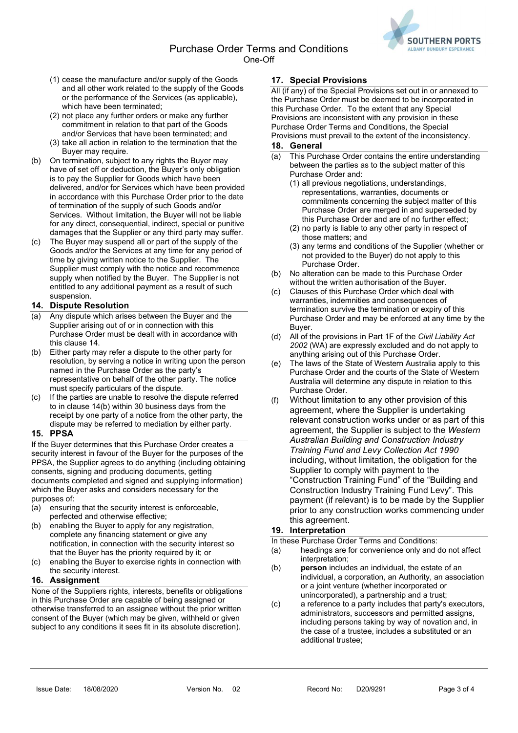(1) cease the manufacture and/or supply of the Goods and all other work related to the supply of the Goods or the performance of the Services (as applicable), which have been terminated;
(2) not place any further orders or make any further commitment in relation to that part of the Goods and/or Services that have been terminated; and
(3) take all action in relation to the termination that the Buyer may require.

(b) On termination, subject to any rights the Buyer may have of set off or deduction, the Buyer's only obligation is to pay the Supplier for Goods which have been delivered, and/or for Services which have been provided in accordance with this Purchase Order prior to the date of termination of the supply of such Goods and/or Services. Without limitation, the Buyer will not be liable for any direct, consequential, indirect, special or punitive damages that the Supplier or any third party may suffer.

(c) The Buyer may suspend all or part of the supply of the Goods and/or the Services at any time for any period of time by giving written notice to the Supplier. The Supplier must comply with the notice and recommence supply when notified by the Buyer. The Supplier is not entitled to any additional payment as a result of such suspension.

## 14. Dispute Resolution

(a) Any dispute which arises between the Buyer and the Supplier arising out of or in connection with this Purchase Order must be dealt with in accordance with this clause 14.

(b) Either party may refer a dispute to the other party for resolution, by serving a notice in writing upon the person named in the Purchase Order as the party's representative on behalf of the other party. The notice must specify particulars of the dispute.

(c) If the parties are unable to resolve the dispute referred to in clause 14(b) within 30 business days from the receipt by one party of a notice from the other party, the dispute may be referred to mediation by either party.

## 15. PPSA

If the Buyer determines that this Purchase Order creates a security interest in favour of the Buyer for the purposes of the PPSA, the Supplier agrees to do anything (including obtaining consents, signing and producing documents, getting documents completed and signed and supplying information) which the Buyer asks and considers necessary for the purposes of:

(a) ensuring that the security interest is enforceable, perfected and otherwise effective;

(b) enabling the Buyer to apply for any registration, complete any financing statement or give any notification, in connection with the security interest so that the Buyer has the priority required by it; or

(c) enabling the Buyer to exercise rights in connection with the security interest.

## 16. Assignment

None of the Suppliers rights, interests, benefits or obligations in this Purchase Order are capable of being assigned or otherwise transferred to an assignee without the prior written consent of the Buyer (which may be given, withheld or given subject to any conditions it sees fit in its absolute discretion).

## 17. Special Provisions

All (if any) of the Special Provisions set out in or annexed to the Purchase Order must be deemed to be incorporated in this Purchase Order. To the extent that any Special Provisions are inconsistent with any provision in these Purchase Order Terms and Conditions, the Special Provisions must prevail to the extent of the inconsistency.

## 18. General

(a) This Purchase Order contains the entire understanding between the parties as to the subject matter of this Purchase Order and:
(1) all previous negotiations, understandings, representations, warranties, documents or commitments concerning the subject matter of this Purchase Order are merged in and superseded by this Purchase Order and are of no further effect;
(2) no party is liable to any other party in respect of those matters; and
(3) any terms and conditions of the Supplier (whether or not provided to the Buyer) do not apply to this Purchase Order.

(b) No alteration can be made to this Purchase Order without the written authorisation of the Buyer.

(c) Clauses of this Purchase Order which deal with warranties, indemnities and consequences of termination survive the termination or expiry of this Purchase Order and may be enforced at any time by the Buyer.

(d) All of the provisions in Part 1F of the *Civil Liability Act 2002* (WA) are expressly excluded and do not apply to anything arising out of this Purchase Order.

(e) The laws of the State of Western Australia apply to this Purchase Order and the courts of the State of Western Australia will determine any dispute in relation to this Purchase Order.

(f) Without limitation to any other provision of this agreement, where the Supplier is undertaking relevant construction works under or as part of this agreement, the Supplier is subject to the *Western Australian Building and Construction Industry Training Fund and Levy Collection Act 1990* including, without limitation, the obligation for the Supplier to comply with payment to the "Construction Training Fund" of the "Building and Construction Industry Training Fund Levy". This payment (if relevant) is to be made by the Supplier prior to any construction works commencing under this agreement.

## 19. Interpretation

In these Purchase Order Terms and Conditions:

(a) headings are for convenience only and do not affect interpretation;

(b) **person** includes an individual, the estate of an individual, a corporation, an Authority, an association or a joint venture (whether incorporated or unincorporated), a partnership and a trust;

(c) a reference to a party includes that party's executors, administrators, successors and permitted assigns, including persons taking by way of novation and, in the case of a trustee, includes a substituted or an additional trustee;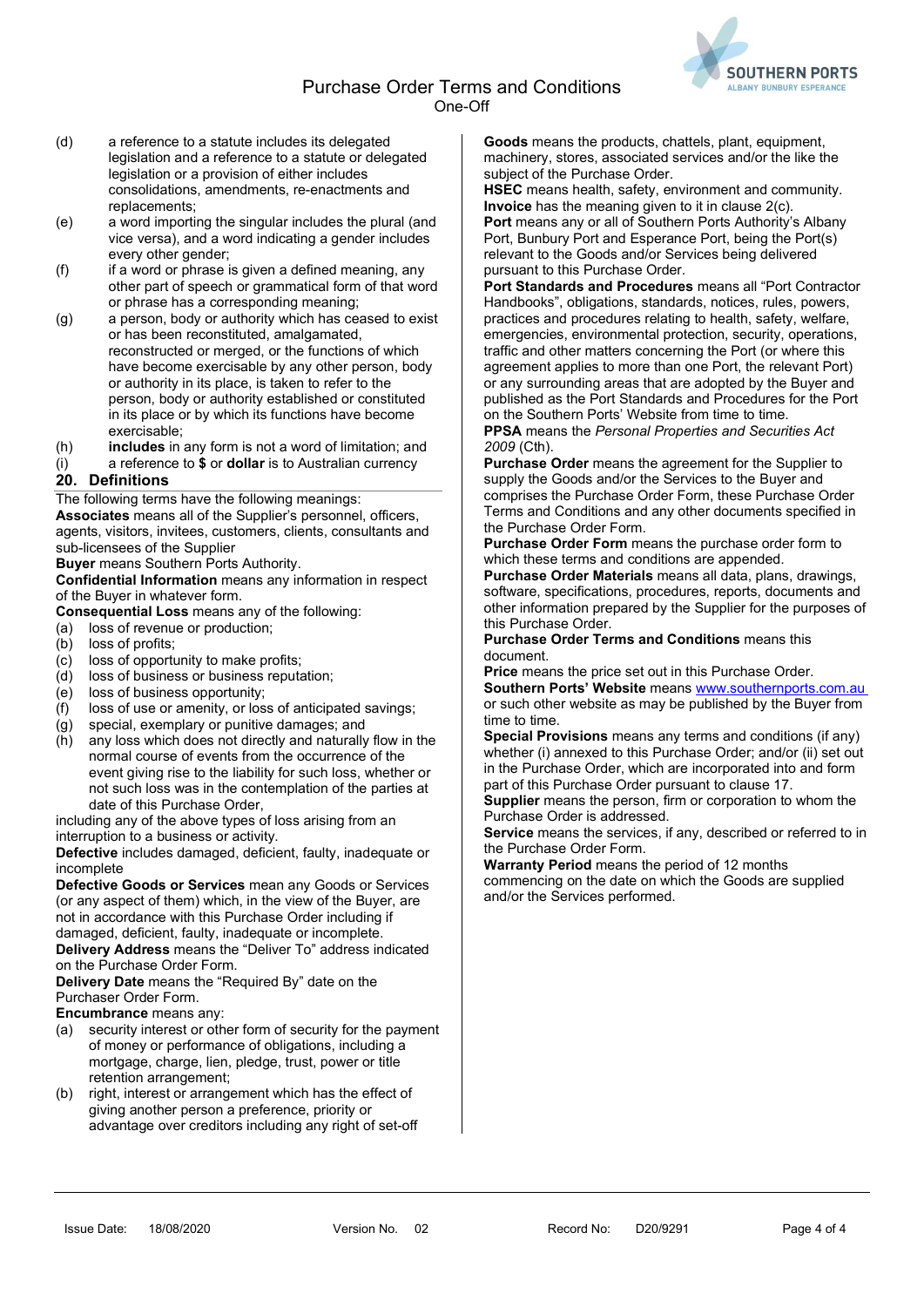(d) a reference to a statute includes its delegated legislation and a reference to a statute or delegated legislation or a provision of either includes consolidations, amendments, re-enactments and replacements;

(e) a word importing the singular includes the plural (and vice versa), and a word indicating a gender includes every other gender;

(f) if a word or phrase is given a defined meaning, any other part of speech or grammatical form of that word or phrase has a corresponding meaning;

(g) a person, body or authority which has ceased to exist or has been reconstituted, amalgamated, reconstructed or merged, or the functions of which have become exercisable by any other person, body or authority in its place, is taken to refer to the person, body or authority established or constituted in its place or by which its functions have become exercisable;

(h) **includes** in any form is not a word of limitation; and

(i) a reference to **$** or **dollar** is to Australian currency

## 20. Definitions

The following terms have the following meanings:

**Associates** means all of the Supplier's personnel, officers, agents, visitors, invitees, customers, clients, consultants and sub-licensees of the Supplier

**Buyer** means Southern Ports Authority.

**Confidential Information** means any information in respect of the Buyer in whatever form.

**Consequential Loss** means any of the following:

(a) loss of revenue or production;
(b) loss of profits;
(c) loss of opportunity to make profits;
(d) loss of business or business reputation;
(e) loss of business opportunity;
(f) loss of use or amenity, or loss of anticipated savings;
(g) special, exemplary or punitive damages; and
(h) any loss which does not directly and naturally flow in the normal course of events from the occurrence of the event giving rise to the liability for such loss, whether or not such loss was in the contemplation of the parties at date of this Purchase Order,

including any of the above types of loss arising from an interruption to a business or activity.

**Defective** includes damaged, deficient, faulty, inadequate or incomplete

**Defective Goods or Services** mean any Goods or Services (or any aspect of them) which, in the view of the Buyer, are not in accordance with this Purchase Order including if damaged, deficient, faulty, inadequate or incomplete.

**Delivery Address** means the "Deliver To" address indicated on the Purchase Order Form.

**Delivery Date** means the "Required By" date on the Purchaser Order Form.

**Encumbrance** means any:

(a) security interest or other form of security for the payment of money or performance of obligations, including a mortgage, charge, lien, pledge, trust, power or title retention arrangement;
(b) right, interest or arrangement which has the effect of giving another person a preference, priority or advantage over creditors including any right of set-off

**Goods** means the products, chattels, plant, equipment, machinery, stores, associated services and/or the like the subject of the Purchase Order.

**HSEC** means health, safety, environment and community.

**Invoice** has the meaning given to it in clause 2(c).

**Port** means any or all of Southern Ports Authority's Albany Port, Bunbury Port and Esperance Port, being the Port(s) relevant to the Goods and/or Services being delivered pursuant to this Purchase Order.

**Port Standards and Procedures** means all "Port Contractor Handbooks", obligations, standards, notices, rules, powers, practices and procedures relating to health, safety, welfare, emergencies, environmental protection, security, operations, traffic and other matters concerning the Port (or where this agreement applies to more than one Port, the relevant Port) or any surrounding areas that are adopted by the Buyer and published as the Port Standards and Procedures for the Port on the Southern Ports' Website from time to time.

**PPSA** means the *Personal Properties and Securities Act 2009* (Cth).

**Purchase Order** means the agreement for the Supplier to supply the Goods and/or the Services to the Buyer and comprises the Purchase Order Form, these Purchase Order Terms and Conditions and any other documents specified in the Purchase Order Form.

**Purchase Order Form** means the purchase order form to which these terms and conditions are appended.

**Purchase Order Materials** means all data, plans, drawings, software, specifications, procedures, reports, documents and other information prepared by the Supplier for the purposes of this Purchase Order.

**Purchase Order Terms and Conditions** means this document.

**Price** means the price set out in this Purchase Order.

**Southern Ports' Website** means www.southernports.com.au or such other website as may be published by the Buyer from time to time.

**Special Provisions** means any terms and conditions (if any) whether (i) annexed to this Purchase Order; and/or (ii) set out in the Purchase Order, which are incorporated into and form part of this Purchase Order pursuant to clause 17.

**Supplier** means the person, firm or corporation to whom the Purchase Order is addressed.

**Service** means the services, if any, described or referred to in the Purchase Order Form.

**Warranty Period** means the period of 12 months commencing on the date on which the Goods are supplied and/or the Services performed.